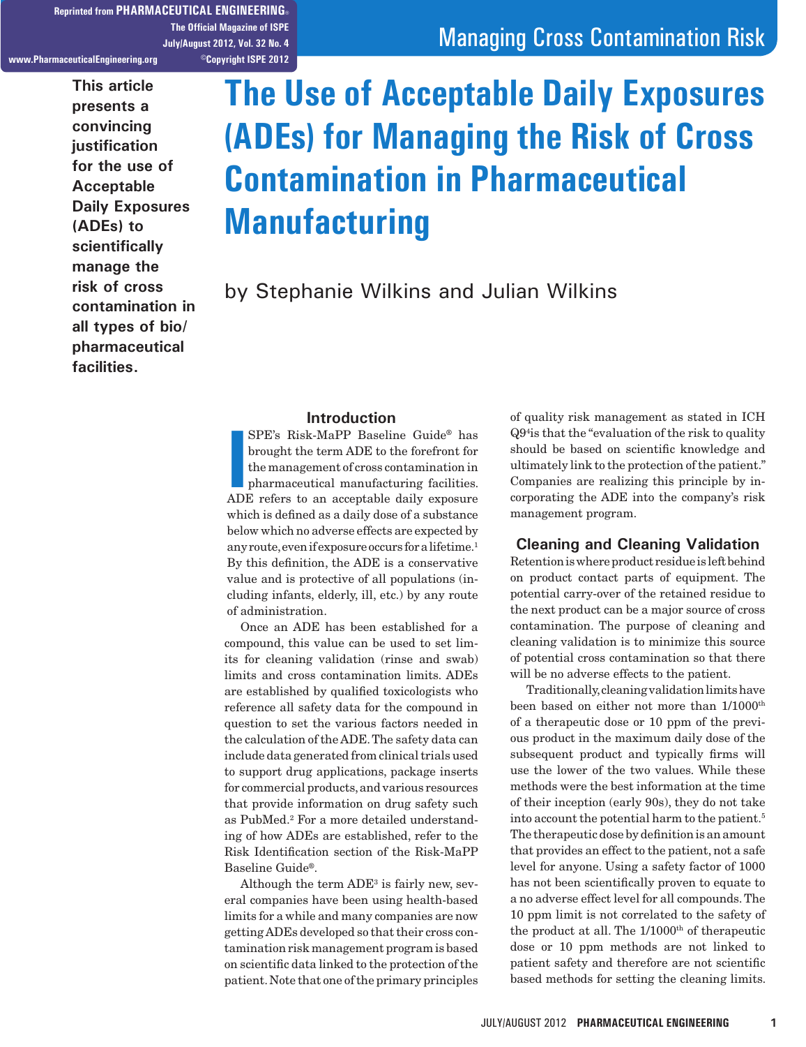# The Use of Acceptable Daily Exposures (ADEs) for Managing the Risk of Cross Contamination in Pharmaceutical Manufacturing

by Stephanie Wilkins and Julian Wilkins

**This article presents a convincing justification for the use of Acceptable Daily Exposures (ADEs) to scientifically manage the risk of cross contamination in all types of bio/pharmaceutical facilities.**

## Introduction

ISPE's Risk-MaPP Baseline Guide® has brought the term ADE to the forefront for the management of cross contamination in pharmaceutical manufacturing facilities. ADE refers to an acceptable daily exposure which is defined as a daily dose of a substance below which no adverse effects are expected by any route, even if exposure occurs for a lifetime.[1] By this definition, the ADE is a conservative value and is protective of all populations (including infants, elderly, ill, etc.) by any route of administration.

Once an ADE has been established for a compound, this value can be used to set limits for cleaning validation (rinse and swab) limits and cross contamination limits. ADEs are established by qualified toxicologists who reference all safety data for the compound in question to set the various factors needed in the calculation of the ADE. The safety data can include data generated from clinical trials used to support drug applications, package inserts for commercial products, and various resources that provide information on drug safety such as PubMed.[2] For a more detailed understanding of how ADEs are established, refer to the Risk Identification section of the Risk-MaPP Baseline Guide®.

Although the term ADE[3] is fairly new, several companies have been using health-based limits for a while and many companies are now getting ADEs developed so that their cross contamination risk management program is based on scientific data linked to the protection of the patient. Note that one of the primary principles of quality risk management as stated in ICH Q9[4] is that the "evaluation of the risk to quality should be based on scientific knowledge and ultimately link to the protection of the patient." Companies are realizing this principle by incorporating the ADE into the company's risk management program.

## Cleaning and Cleaning Validation

Retention is where product residue is left behind on product contact parts of equipment. The potential carry-over of the retained residue to the next product can be a major source of cross contamination. The purpose of cleaning and cleaning validation is to minimize this source of potential cross contamination so that there will be no adverse effects to the patient.

Traditionally, cleaning validation limits have been based on either not more than 1/1000th of a therapeutic dose or 10 ppm of the previous product in the maximum daily dose of the subsequent product and typically firms will use the lower of the two values. While these methods were the best information at the time of their inception (early 90s), they do not take into account the potential harm to the patient.[5] The therapeutic dose by definition is an amount that provides an effect to the patient, not a safe level for anyone. Using a safety factor of 1000 has not been scientifically proven to equate to a no adverse effect level for all compounds. The 10 ppm limit is not correlated to the safety of the product at all. The 1/1000th of therapeutic dose or 10 ppm methods are not linked to patient safety and therefore are not scientific based methods for setting the cleaning limits.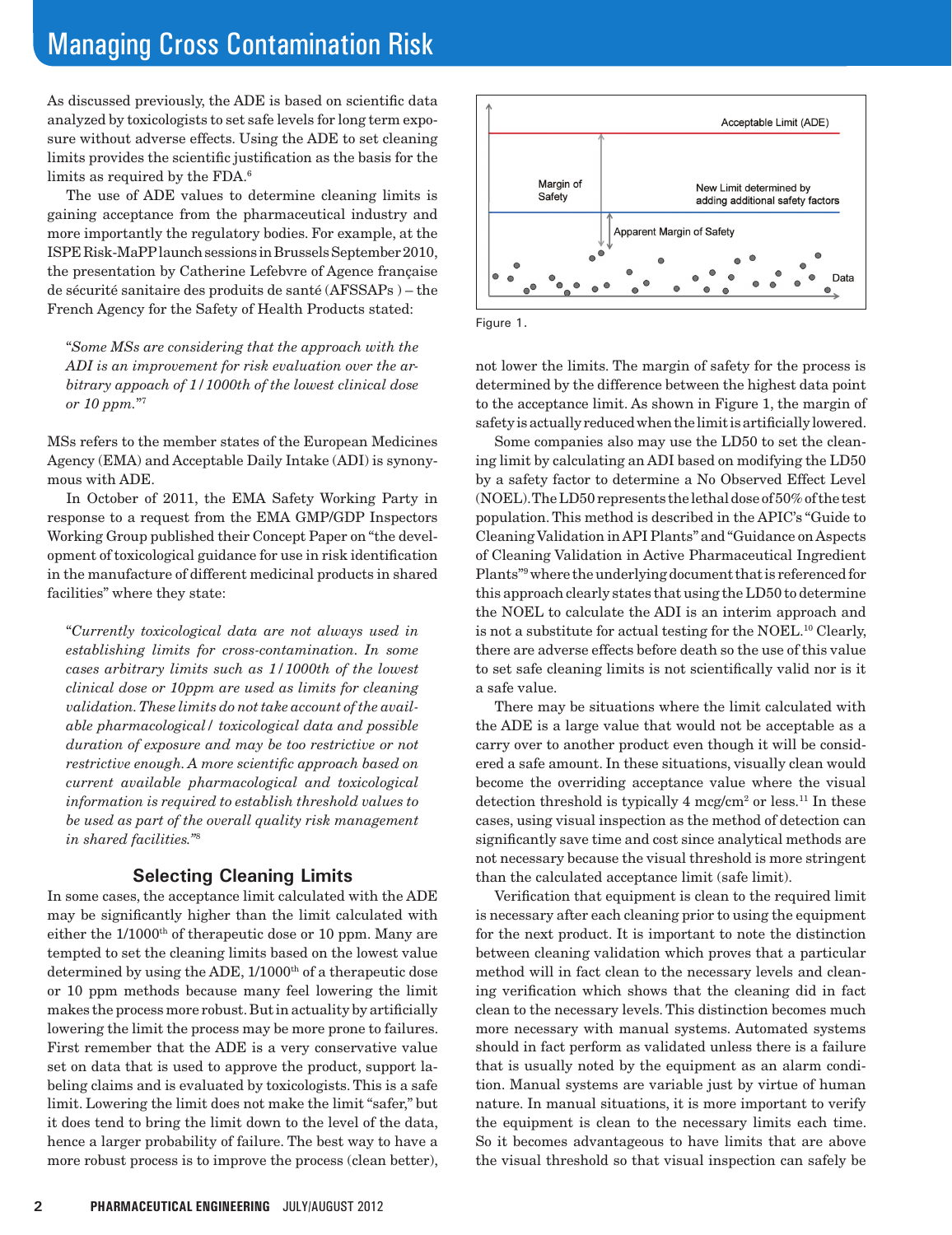As discussed previously, the ADE is based on scientific data analyzed by toxicologists to set safe levels for long term exposure without adverse effects. Using the ADE to set cleaning limits provides the scientific justification as the basis for the limits as required by the FDA.[6]

The use of ADE values to determine cleaning limits is gaining acceptance from the pharmaceutical industry and more importantly the regulatory bodies. For example, at the ISPE Risk-MaPP launch sessions in Brussels September 2010, the presentation by Catherine Lefebvre of Agence française de sécurité sanitaire des produits de santé (AFSSAPs ) – the French Agency for the Safety of Health Products stated:

> *"Some MSs are considering that the approach with the ADI is an improvement for risk evaluation over the arbitrary appoach of 1/1000th of the lowest clinical dose or 10 ppm."*[7]

MSs refers to the member states of the European Medicines Agency (EMA) and Acceptable Daily Intake (ADI) is synonymous with ADE.

In October of 2011, the EMA Safety Working Party in response to a request from the EMA GMP/GDP Inspectors Working Group published their Concept Paper on "the development of toxicological guidance for use in risk identification in the manufacture of different medicinal products in shared facilities" where they state:

> *"Currently toxicological data are not always used in establishing limits for cross-contamination. In some cases arbitrary limits such as 1/1000th of the lowest clinical dose or 10ppm are used as limits for cleaning validation. These limits do not take account of the available pharmacological/ toxicological data and possible duration of exposure and may be too restrictive or not restrictive enough. A more scientific approach based on current available pharmacological and toxicological information is required to establish threshold values to be used as part of the overall quality risk management in shared facilities."*[8]

## Selecting Cleaning Limits

In some cases, the acceptance limit calculated with the ADE may be significantly higher than the limit calculated with either the 1/1000th of therapeutic dose or 10 ppm. Many are tempted to set the cleaning limits based on the lowest value determined by using the ADE, 1/1000th of a therapeutic dose or 10 ppm methods because many feel lowering the limit makes the process more robust. But in actuality by artificially lowering the limit the process may be more prone to failures. First remember that the ADE is a very conservative value set on data that is used to approve the product, support labeling claims and is evaluated by toxicologists. This is a safe limit. Lowering the limit does not make the limit "safer," but it does tend to bring the limit down to the level of the data, hence a larger probability of failure. The best way to have a more robust process is to improve the process (clean better), not lower the limits. The margin of safety for the process is determined by the difference between the highest data point to the acceptance limit. As shown in Figure 1, the margin of safety is actually reduced when the limit is artificially lowered.

Figure 1.

Some companies also may use the LD50 to set the cleaning limit by calculating an ADI based on modifying the LD50 by a safety factor to determine a No Observed Effect Level (NOEL). The LD50 represents the lethal dose of 50% of the test population. This method is described in the APIC's "Guide to Cleaning Validation in API Plants" and "Guidance on Aspects of Cleaning Validation in Active Pharmaceutical Ingredient Plants"[9] where the underlying document that is referenced for this approach clearly states that using the LD50 to determine the NOEL to calculate the ADI is an interim approach and is not a substitute for actual testing for the NOEL.[10] Clearly, there are adverse effects before death so the use of this value to set safe cleaning limits is not scientifically valid nor is it a safe value.

There may be situations where the limit calculated with the ADE is a large value that would not be acceptable as a carry over to another product even though it will be considered a safe amount. In these situations, visually clean would become the overriding acceptance value where the visual detection threshold is typically 4 mcg/cm$^2$ or less.[11] In these cases, using visual inspection as the method of detection can significantly save time and cost since analytical methods are not necessary because the visual threshold is more stringent than the calculated acceptance limit (safe limit).

Verification that equipment is clean to the required limit is necessary after each cleaning prior to using the equipment for the next product. It is important to note the distinction between cleaning validation which proves that a particular method will in fact clean to the necessary levels and cleaning verification which shows that the cleaning did in fact clean to the necessary levels. This distinction becomes much more necessary with manual systems. Automated systems should in fact perform as validated unless there is a failure that is usually noted by the equipment as an alarm condition. Manual systems are variable just by virtue of human nature. In manual situations, it is more important to verify the equipment is clean to the necessary limits each time. So it becomes advantageous to have limits that are above the visual threshold so that visual inspection can safely be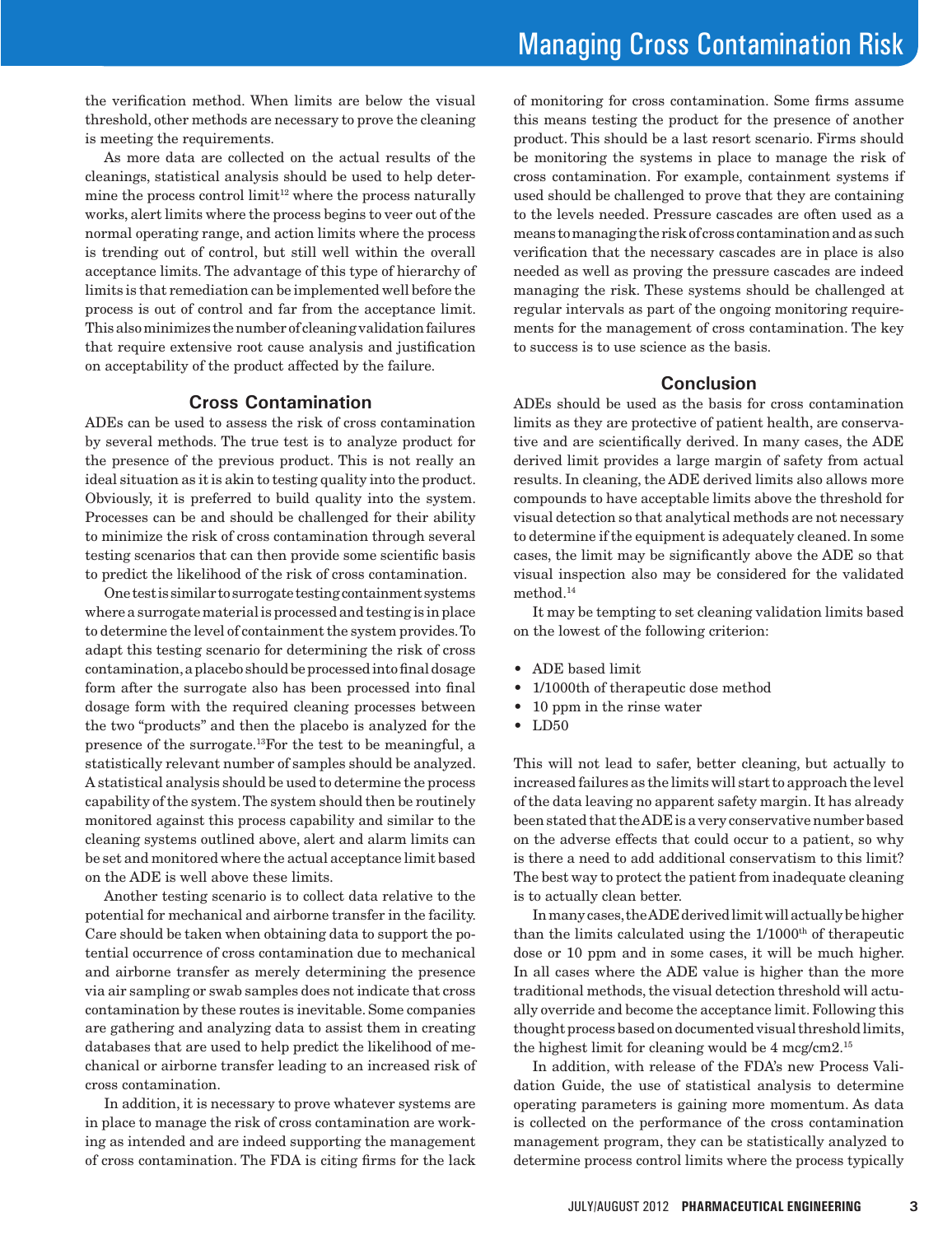the verification method. When limits are below the visual threshold, other methods are necessary to prove the cleaning is meeting the requirements.

As more data are collected on the actual results of the cleanings, statistical analysis should be used to help determine the process control limit[12] where the process naturally works, alert limits where the process begins to veer out of the normal operating range, and action limits where the process is trending out of control, but still well within the overall acceptance limits. The advantage of this type of hierarchy of limits is that remediation can be implemented well before the process is out of control and far from the acceptance limit. This also minimizes the number of cleaning validation failures that require extensive root cause analysis and justification on acceptability of the product affected by the failure.

## Cross Contamination

ADEs can be used to assess the risk of cross contamination by several methods. The true test is to analyze product for the presence of the previous product. This is not really an ideal situation as it is akin to testing quality into the product. Obviously, it is preferred to build quality into the system. Processes can be and should be challenged for their ability to minimize the risk of cross contamination through several testing scenarios that can then provide some scientific basis to predict the likelihood of the risk of cross contamination.

One test is similar to surrogate testing containment systems where a surrogate material is processed and testing is in place to determine the level of containment the system provides. To adapt this testing scenario for determining the risk of cross contamination, a placebo should be processed into final dosage form after the surrogate also has been processed into final dosage form with the required cleaning processes between the two "products" and then the placebo is analyzed for the presence of the surrogate.[13] For the test to be meaningful, a statistically relevant number of samples should be analyzed. A statistical analysis should be used to determine the process capability of the system. The system should then be routinely monitored against this process capability and similar to the cleaning systems outlined above, alert and alarm limits can be set and monitored where the actual acceptance limit based on the ADE is well above these limits.

Another testing scenario is to collect data relative to the potential for mechanical and airborne transfer in the facility. Care should be taken when obtaining data to support the potential occurrence of cross contamination due to mechanical and airborne transfer as merely determining the presence via air sampling or swab samples does not indicate that cross contamination by these routes is inevitable. Some companies are gathering and analyzing data to assist them in creating databases that are used to help predict the likelihood of mechanical or airborne transfer leading to an increased risk of cross contamination.

In addition, it is necessary to prove whatever systems are in place to manage the risk of cross contamination are working as intended and are indeed supporting the management of cross contamination. The FDA is citing firms for the lack of monitoring for cross contamination. Some firms assume this means testing the product for the presence of another product. This should be a last resort scenario. Firms should be monitoring the systems in place to manage the risk of cross contamination. For example, containment systems if used should be challenged to prove that they are containing to the levels needed. Pressure cascades are often used as a means to managing the risk of cross contamination and as such verification that the necessary cascades are in place is also needed as well as proving the pressure cascades are indeed managing the risk. These systems should be challenged at regular intervals as part of the ongoing monitoring requirements for the management of cross contamination. The key to success is to use science as the basis.

## Conclusion

ADEs should be used as the basis for cross contamination limits as they are protective of patient health, are conservative and are scientifically derived. In many cases, the ADE derived limit provides a large margin of safety from actual results. In cleaning, the ADE derived limits also allows more compounds to have acceptable limits above the threshold for visual detection so that analytical methods are not necessary to determine if the equipment is adequately cleaned. In some cases, the limit may be significantly above the ADE so that visual inspection also may be considered for the validated method.[14]

It may be tempting to set cleaning validation limits based on the lowest of the following criterion:

- ADE based limit
- 1/1000th of therapeutic dose method
- 10 ppm in the rinse water
- LD50

This will not lead to safer, better cleaning, but actually to increased failures as the limits will start to approach the level of the data leaving no apparent safety margin. It has already been stated that the ADE is a very conservative number based on the adverse effects that could occur to a patient, so why is there a need to add additional conservatism to this limit? The best way to protect the patient from inadequate cleaning is to actually clean better.

In many cases, the ADE derived limit will actually be higher than the limits calculated using the 1/1000th of therapeutic dose or 10 ppm and in some cases, it will be much higher. In all cases where the ADE value is higher than the more traditional methods, the visual detection threshold will actually override and become the acceptance limit. Following this thought process based on documented visual threshold limits, the highest limit for cleaning would be 4 mcg/cm2.[15]

In addition, with release of the FDA's new Process Validation Guide, the use of statistical analysis to determine operating parameters is gaining more momentum. As data is collected on the performance of the cross contamination management program, they can be statistically analyzed to determine process control limits where the process typically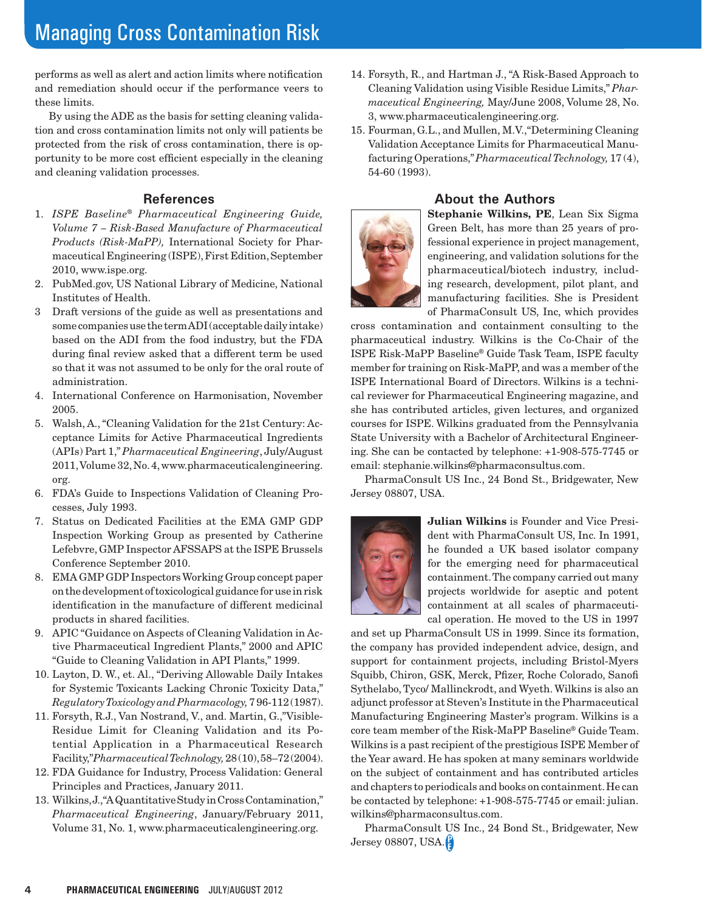performs as well as alert and action limits where notification and remediation should occur if the performance veers to these limits.

By using the ADE as the basis for setting cleaning validation and cross contamination limits not only will patients be protected from the risk of cross contamination, there is opportunity to be more cost efficient especially in the cleaning and cleaning validation processes.

## References

1. *ISPE Baseline® Pharmaceutical Engineering Guide, Volume 7 – Risk-Based Manufacture of Pharmaceutical Products (Risk-MaPP),* International Society for Pharmaceutical Engineering (ISPE), First Edition, September 2010, www.ispe.org.
2. PubMed.gov, US National Library of Medicine, National Institutes of Health.
3. Draft versions of the guide as well as presentations and some companies use the term ADI (acceptable daily intake) based on the ADI from the food industry, but the FDA during final review asked that a different term be used so that it was not assumed to be only for the oral route of administration.
4. International Conference on Harmonisation, November 2005.
5. Walsh, A., "Cleaning Validation for the 21st Century: Acceptance Limits for Active Pharmaceutical Ingredients (APIs) Part 1," *Pharmaceutical Engineering*, July/August 2011, Volume 32, No. 4, www.pharmaceuticalengineering.org.
6. FDA's Guide to Inspections Validation of Cleaning Processes, July 1993.
7. Status on Dedicated Facilities at the EMA GMP GDP Inspection Working Group as presented by Catherine Lefebvre, GMP Inspector AFSSAPS at the ISPE Brussels Conference September 2010.
8. EMA GMP GDP Inspectors Working Group concept paper on the development of toxicological guidance for use in risk identification in the manufacture of different medicinal products in shared facilities.
9. APIC "Guidance on Aspects of Cleaning Validation in Active Pharmaceutical Ingredient Plants," 2000 and APIC "Guide to Cleaning Validation in API Plants," 1999.
10. Layton, D. W., et. Al., "Deriving Allowable Daily Intakes for Systemic Toxicants Lacking Chronic Toxicity Data," *Regulatory Toxicology and Pharmacology,* 7 96-112 (1987).
11. Forsyth, R.J., Van Nostrand, V., and. Martin, G.,"Visible-Residue Limit for Cleaning Validation and its Potential Application in a Pharmaceutical Research Facility,"*Pharmaceutical Technology,* 28 (10), 58–72 (2004).
12. FDA Guidance for Industry, Process Validation: General Principles and Practices, January 2011.
13. Wilkins, J.,"A Quantitative Study in Cross Contamination," *Pharmaceutical Engineering*, January/February 2011, Volume 31, No. 1, www.pharmaceuticalengineering.org.
14. Forsyth, R., and Hartman J., "A Risk-Based Approach to Cleaning Validation using Visible Residue Limits," *Pharmaceutical Engineering,* May/June 2008, Volume 28, No. 3, www.pharmaceuticalengineering.org.
15. Fourman, G.L., and Mullen, M.V.,"Determining Cleaning Validation Acceptance Limits for Pharmaceutical Manufacturing Operations,"*Pharmaceutical Technology,* 17 (4), 54-60 (1993).

## About the Authors

**Stephanie Wilkins, PE**, Lean Six Sigma Green Belt, has more than 25 years of professional experience in project management, engineering, and validation solutions for the pharmaceutical/biotech industry, including research, development, pilot plant, and manufacturing facilities. She is President of PharmaConsult US, Inc, which provides cross contamination and containment consulting to the pharmaceutical industry. Wilkins is the Co-Chair of the ISPE Risk-MaPP Baseline® Guide Task Team, ISPE faculty member for training on Risk-MaPP, and was a member of the ISPE International Board of Directors. Wilkins is a technical reviewer for Pharmaceutical Engineering magazine, and she has contributed articles, given lectures, and organized courses for ISPE. Wilkins graduated from the Pennsylvania State University with a Bachelor of Architectural Engineering. She can be contacted by telephone: +1-908-575-7745 or email: stephanie.wilkins@pharmaconsultus.com.

PharmaConsult US Inc., 24 Bond St., Bridgewater, New Jersey 08807, USA.

**Julian Wilkins** is Founder and Vice President with PharmaConsult US, Inc. In 1991, he founded a UK based isolator company for the emerging need for pharmaceutical containment. The company carried out many projects worldwide for aseptic and potent containment at all scales of pharmaceutical operation. He moved to the US in 1997 and set up PharmaConsult US in 1999. Since its formation, the company has provided independent advice, design, and support for containment projects, including Bristol-Myers Squibb, Chiron, GSK, Merck, Pfizer, Roche Colorado, Sanofi Sythelabo, Tyco/ Mallinckrodt, and Wyeth. Wilkins is also an adjunct professor at Steven's Institute in the Pharmaceutical Manufacturing Engineering Master's program. Wilkins is a core team member of the Risk-MaPP Baseline® Guide Team. Wilkins is a past recipient of the prestigious ISPE Member of the Year award. He has spoken at many seminars worldwide on the subject of containment and has contributed articles and chapters to periodicals and books on containment. He can be contacted by telephone: +1-908-575-7745 or email: julian.wilkins@pharmaconsultus.com.

PharmaConsult US Inc., 24 Bond St., Bridgewater, New Jersey 08807, USA.